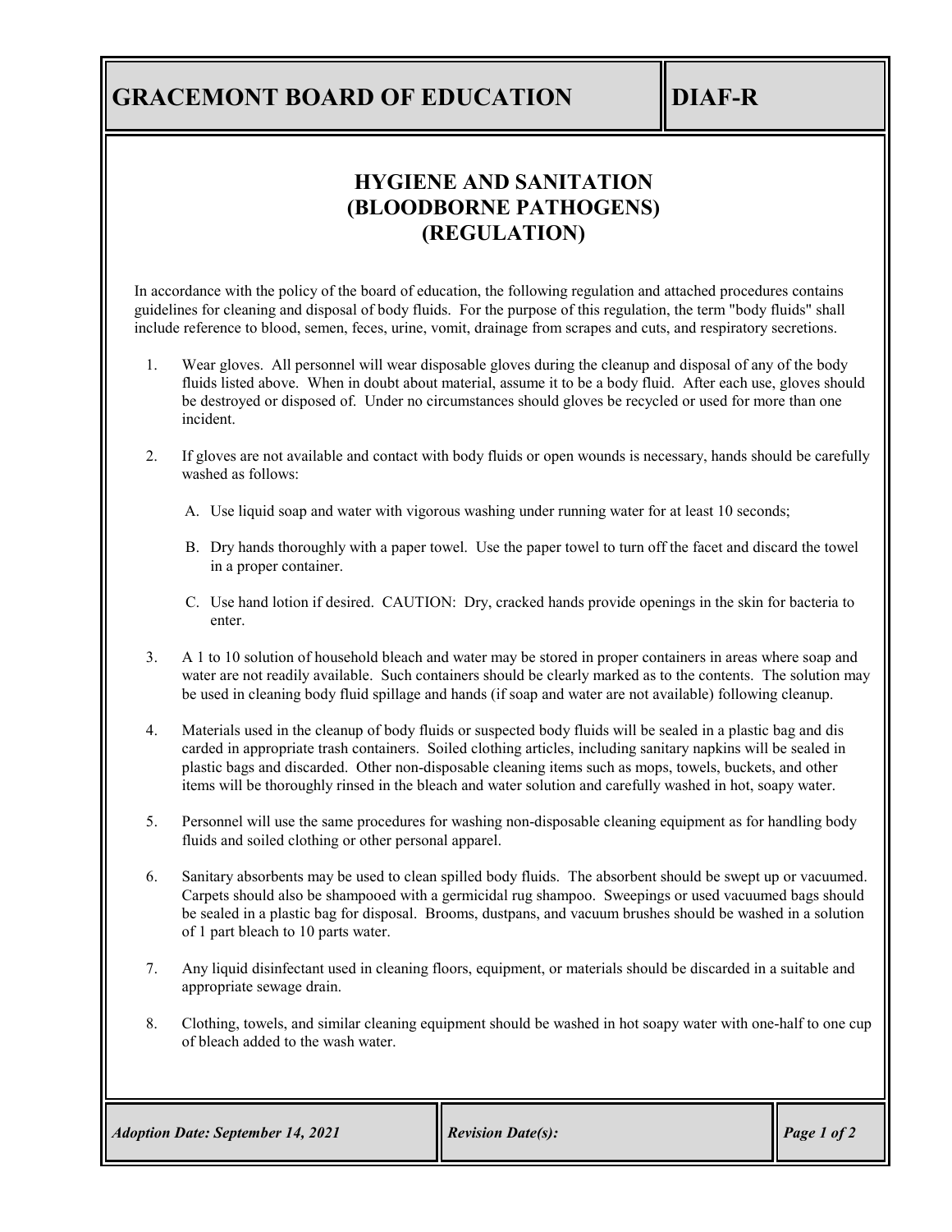# GRACEMONT BOARD OF EDUCATION

**DIAF-R**

## HYGIENE AND SANITATION (BLOODBORNE PATHOGENS) (REGULATION)

In accordance with the policy of the board of education, the following regulation and attached procedures contains guidelines for cleaning and disposal of body fluids. For the purpose of this regulation, the term "body fluids" shall include reference to blood, semen, feces, urine, vomit, drainage from scrapes and cuts, and respiratory secretions.

1. Wear gloves. All personnel will wear disposable gloves during the cleanup and disposal of any of the body fluids listed above. When in doubt about material, assume it to be a body fluid. After each use, gloves should be destroyed or disposed of. Under no circumstances should gloves be recycled or used for more than one incident.

2. If gloves are not available and contact with body fluids or open wounds is necessary, hands should be carefully washed as follows:

   A. Use liquid soap and water with vigorous washing under running water for at least 10 seconds;

   B. Dry hands thoroughly with a paper towel. Use the paper towel to turn off the facet and discard the towel in a proper container.

   C. Use hand lotion if desired. CAUTION: Dry, cracked hands provide openings in the skin for bacteria to enter.

3. A 1 to 10 solution of household bleach and water may be stored in proper containers in areas where soap and water are not readily available. Such containers should be clearly marked as to the contents. The solution may be used in cleaning body fluid spillage and hands (if soap and water are not available) following cleanup.

4. Materials used in the cleanup of body fluids or suspected body fluids will be sealed in a plastic bag and dis carded in appropriate trash containers. Soiled clothing articles, including sanitary napkins will be sealed in plastic bags and discarded. Other non-disposable cleaning items such as mops, towels, buckets, and other items will be thoroughly rinsed in the bleach and water solution and carefully washed in hot, soapy water.

5. Personnel will use the same procedures for washing non-disposable cleaning equipment as for handling body fluids and soiled clothing or other personal apparel.

6. Sanitary absorbents may be used to clean spilled body fluids. The absorbent should be swept up or vacuumed. Carpets should also be shampooed with a germicidal rug shampoo. Sweepings or used vacuumed bags should be sealed in a plastic bag for disposal. Brooms, dustpans, and vacuum brushes should be washed in a solution of 1 part bleach to 10 parts water.

7. Any liquid disinfectant used in cleaning floors, equipment, or materials should be discarded in a suitable and appropriate sewage drain.

8. Clothing, towels, and similar cleaning equipment should be washed in hot soapy water with one-half to one cup of bleach added to the wash water.

| *Adoption Date: September 14, 2021* | *Revision Date(s):* |
|---|---|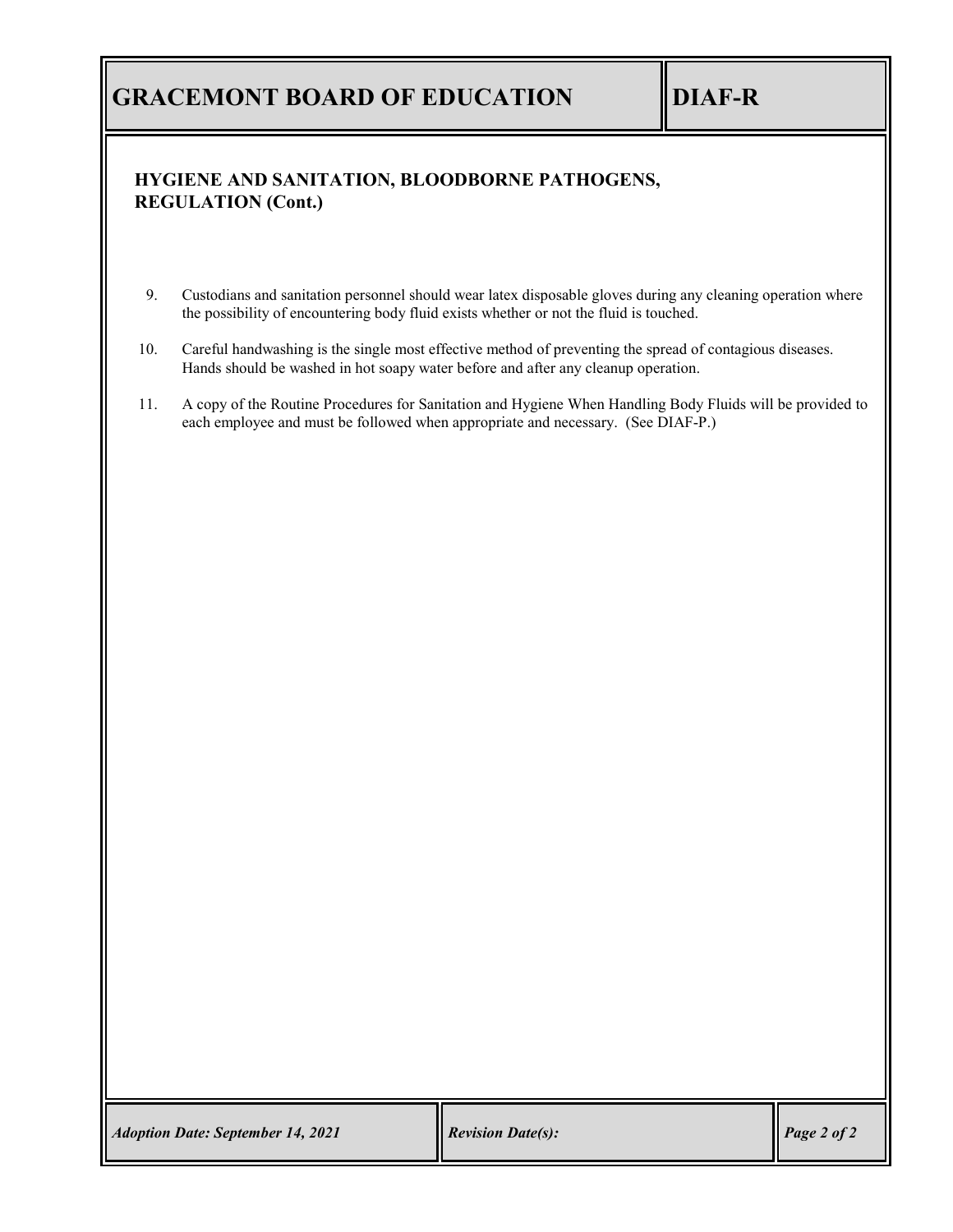## HYGIENE AND SANITATION, BLOODBORNE PATHOGENS, REGULATION (Cont.)

9. Custodians and sanitation personnel should wear latex disposable gloves during any cleaning operation where the possibility of encountering body fluid exists whether or not the fluid is touched.

10. Careful handwashing is the single most effective method of preventing the spread of contagious diseases. Hands should be washed in hot soapy water before and after any cleanup operation.

11. A copy of the Routine Procedures for Sanitation and Hygiene When Handling Body Fluids will be provided to each employee and must be followed when appropriate and necessary. (See DIAF-P.)

*Adoption Date: September 14, 2021* | *Revision Date(s):*